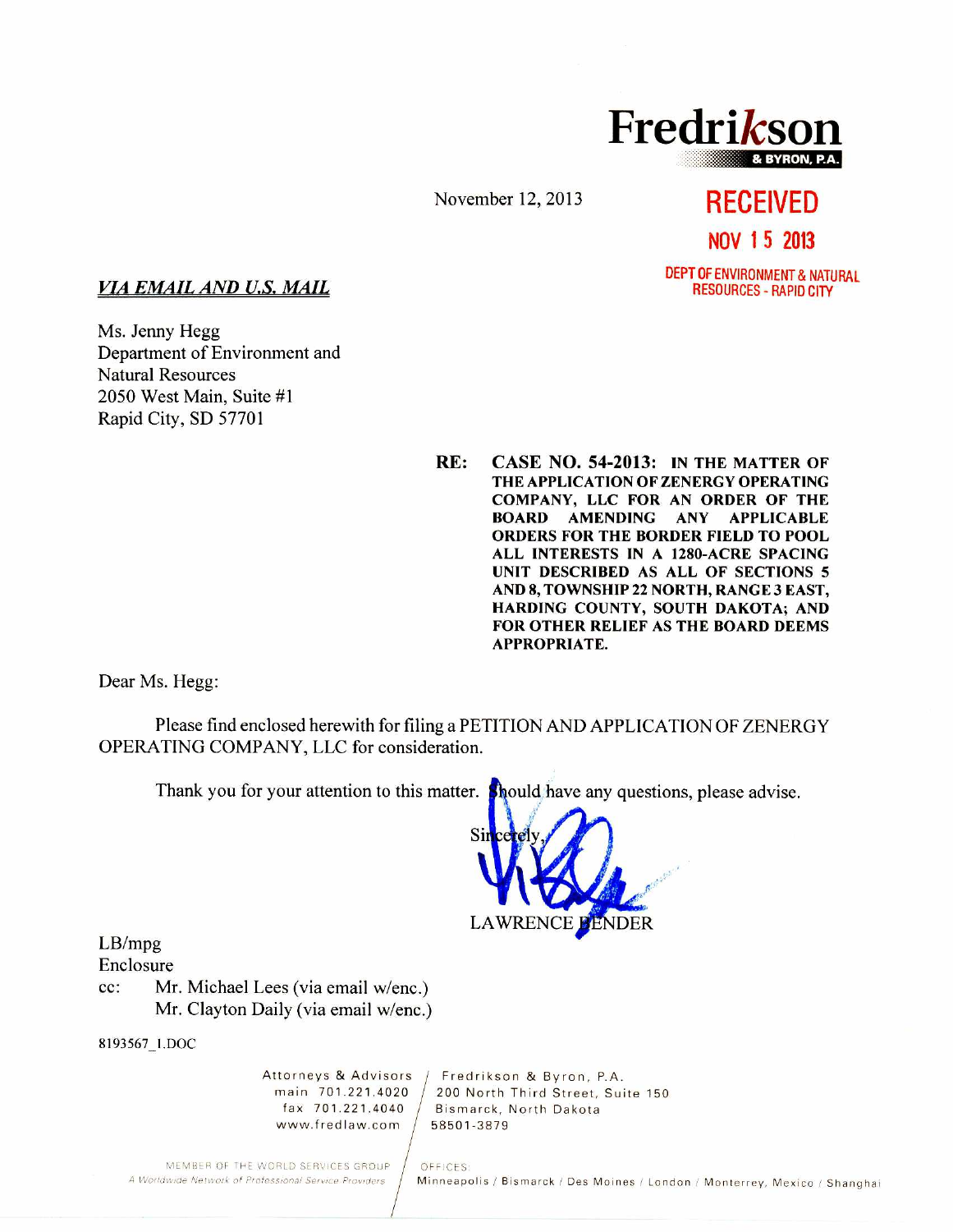**Fredrikson**
**& BYRON, P.A.**

November 12, 2013

**RECEIVED**
**NOV 15 2013**
**DEPT OF ENVIRONMENT & NATURAL RESOURCES - RAPID CITY**

***VIA EMAIL AND U.S. MAIL***

Ms. Jenny Hegg
Department of Environment and
Natural Resources
2050 West Main, Suite #1
Rapid City, SD 57701

**RE: CASE NO. 54-2013: IN THE MATTER OF THE APPLICATION OF ZENERGY OPERATING COMPANY, LLC FOR AN ORDER OF THE BOARD AMENDING ANY APPLICABLE ORDERS FOR THE BORDER FIELD TO POOL ALL INTERESTS IN A 1280-ACRE SPACING UNIT DESCRIBED AS ALL OF SECTIONS 5 AND 8, TOWNSHIP 22 NORTH, RANGE 3 EAST, HARDING COUNTY, SOUTH DAKOTA; AND FOR OTHER RELIEF AS THE BOARD DEEMS APPROPRIATE.**

Dear Ms. Hegg:

Please find enclosed herewith for filing a PETITION AND APPLICATION OF ZENERGY OPERATING COMPANY, LLC for consideration.

Thank you for your attention to this matter. Should have any questions, please advise.

Sincerely,

LAWRENCE BENDER

LB/mpg
Enclosure
cc: Mr. Michael Lees (via email w/enc.)
Mr. Clayton Daily (via email w/enc.)

8193567_1.DOC

Attorneys & Advisors
main 701.221.4020
fax 701.221.4040
www.fredlaw.com

Fredrikson & Byron, P.A.
200 North Third Street, Suite 150
Bismarck, North Dakota
58501-3879

MEMBER OF THE WORLD SERVICES GROUP
A Worldwide Network of Professional Service Providers

OFFICES:
Minneapolis / Bismarck / Des Moines / London / Monterrey, Mexico / Shanghai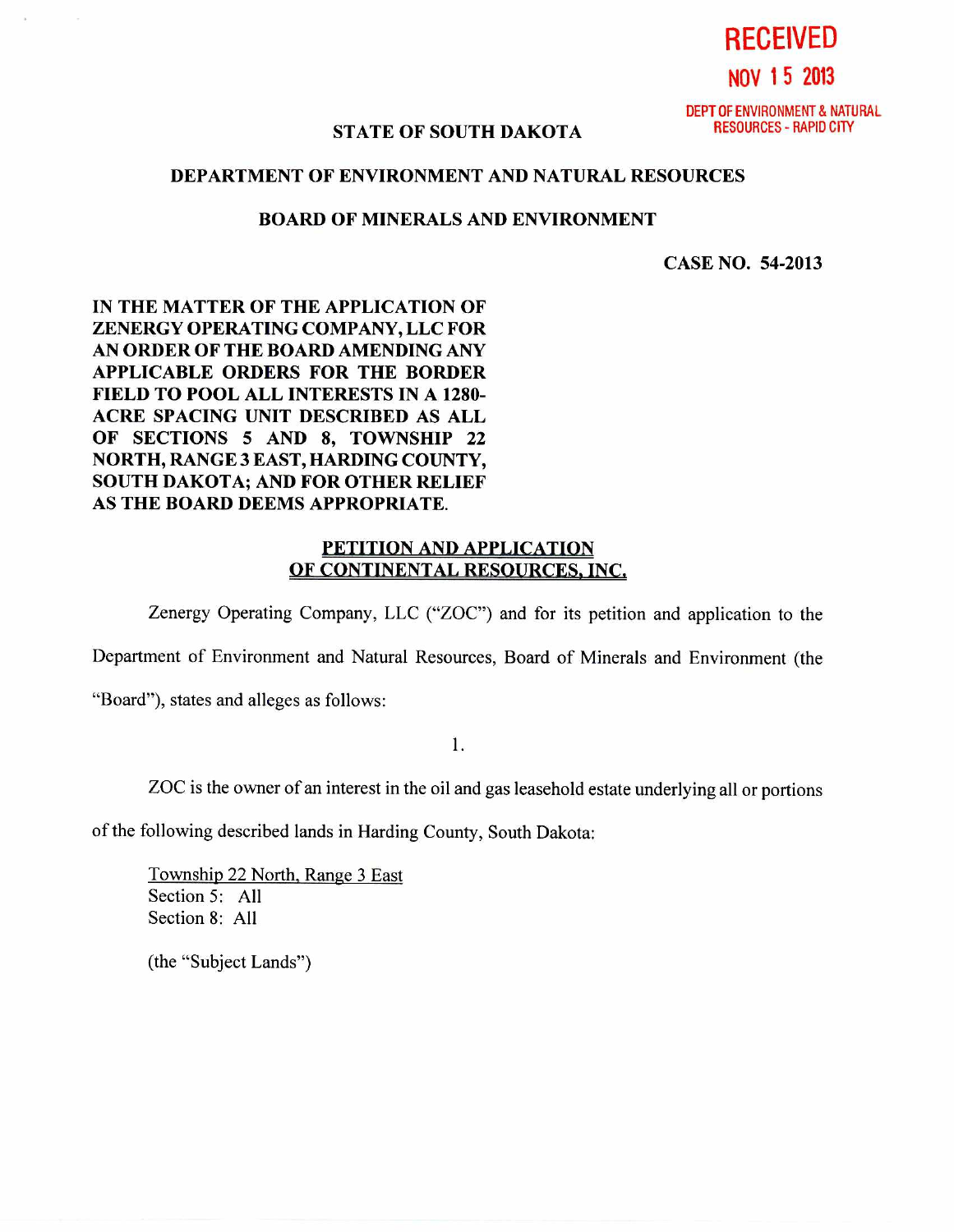**RECEIVED**

**NOV 15 2013**

**DEPT OF ENVIRONMENT & NATURAL RESOURCES - RAPID CITY**

**STATE OF SOUTH DAKOTA**

**DEPARTMENT OF ENVIRONMENT AND NATURAL RESOURCES**

**BOARD OF MINERALS AND ENVIRONMENT**

**CASE NO. 54-2013**

**IN THE MATTER OF THE APPLICATION OF ZENERGY OPERATING COMPANY, LLC FOR AN ORDER OF THE BOARD AMENDING ANY APPLICABLE ORDERS FOR THE BORDER FIELD TO POOL ALL INTERESTS IN A 1280-ACRE SPACING UNIT DESCRIBED AS ALL OF SECTIONS 5 AND 8, TOWNSHIP 22 NORTH, RANGE 3 EAST, HARDING COUNTY, SOUTH DAKOTA; AND FOR OTHER RELIEF AS THE BOARD DEEMS APPROPRIATE.**

**PETITION AND APPLICATION OF CONTINENTAL RESOURCES, INC.**

Zenergy Operating Company, LLC ("ZOC") and for its petition and application to the Department of Environment and Natural Resources, Board of Minerals and Environment (the "Board"), states and alleges as follows:

1.

ZOC is the owner of an interest in the oil and gas leasehold estate underlying all or portions of the following described lands in Harding County, South Dakota:

Township 22 North, Range 3 East
Section 5: All
Section 8: All

(the "Subject Lands")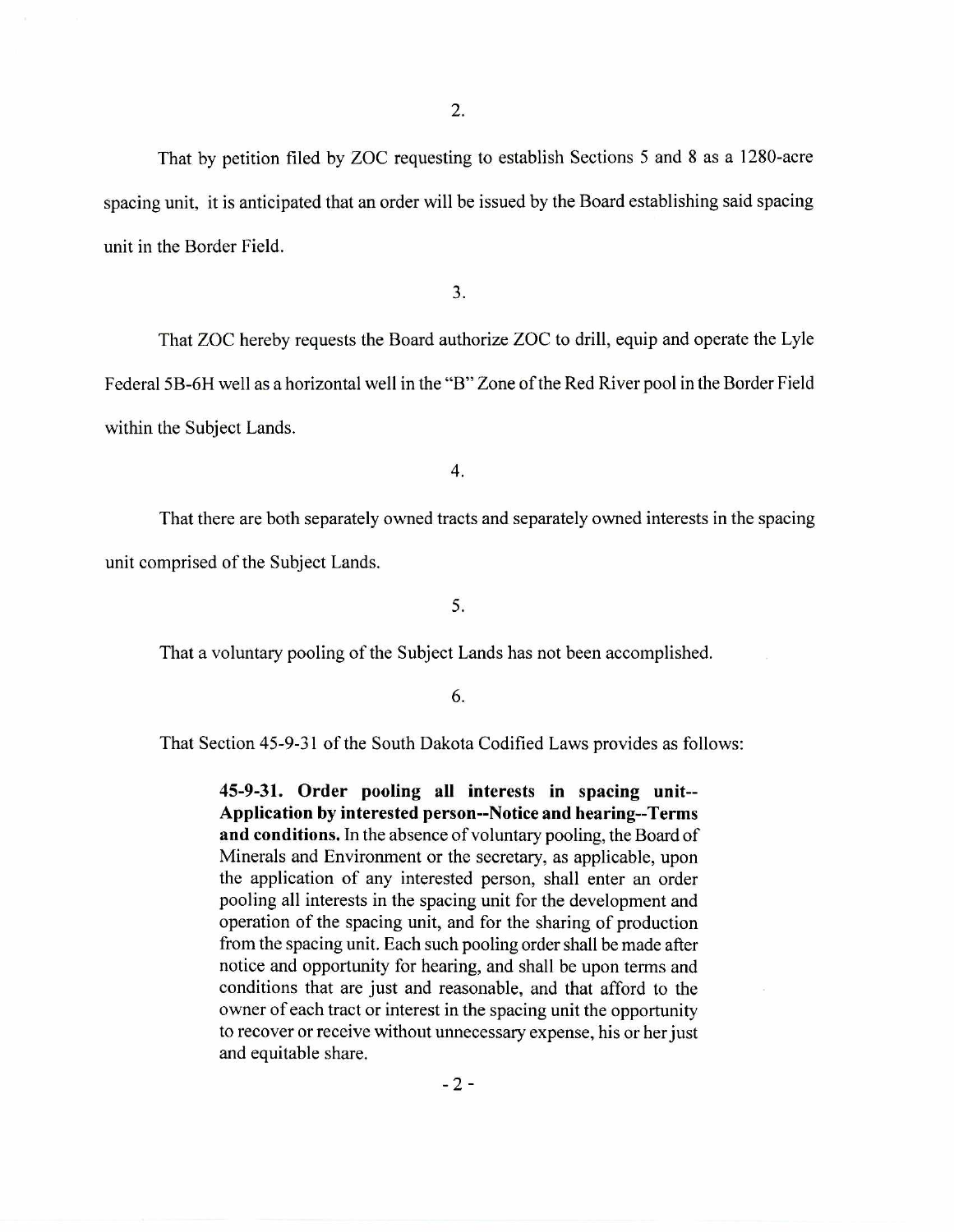2.

That by petition filed by ZOC requesting to establish Sections 5 and 8 as a 1280-acre spacing unit, it is anticipated that an order will be issued by the Board establishing said spacing unit in the Border Field.

3.

That ZOC hereby requests the Board authorize ZOC to drill, equip and operate the Lyle Federal 5B-6H well as a horizontal well in the "B" Zone of the Red River pool in the Border Field within the Subject Lands.

4.

That there are both separately owned tracts and separately owned interests in the spacing unit comprised of the Subject Lands.

5.

That a voluntary pooling of the Subject Lands has not been accomplished.

6.

That Section 45-9-31 of the South Dakota Codified Laws provides as follows:

> **45-9-31. Order pooling all interests in spacing unit--Application by interested person--Notice and hearing--Terms and conditions.** In the absence of voluntary pooling, the Board of Minerals and Environment or the secretary, as applicable, upon the application of any interested person, shall enter an order pooling all interests in the spacing unit for the development and operation of the spacing unit, and for the sharing of production from the spacing unit. Each such pooling order shall be made after notice and opportunity for hearing, and shall be upon terms and conditions that are just and reasonable, and that afford to the owner of each tract or interest in the spacing unit the opportunity to recover or receive without unnecessary expense, his or her just and equitable share.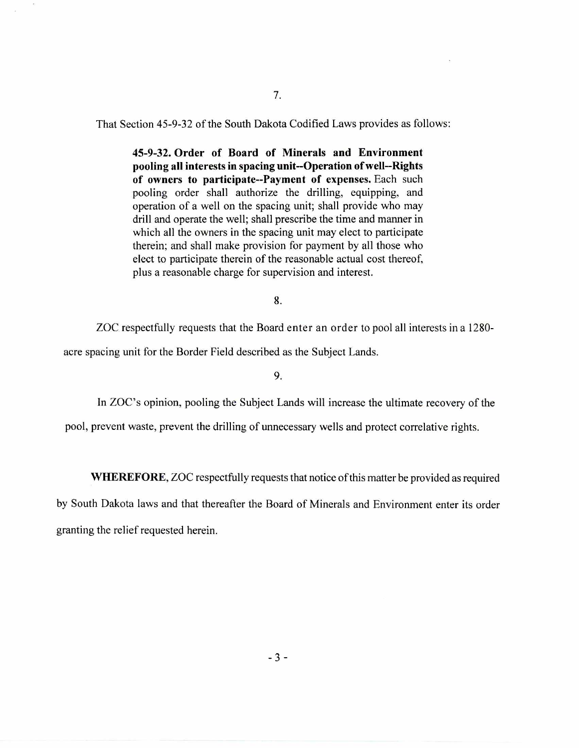7.

That Section 45-9-32 of the South Dakota Codified Laws provides as follows:

> **45-9-32. Order of Board of Minerals and Environment pooling all interests in spacing unit--Operation of well--Rights of owners to participate--Payment of expenses.** Each such pooling order shall authorize the drilling, equipping, and operation of a well on the spacing unit; shall provide who may drill and operate the well; shall prescribe the time and manner in which all the owners in the spacing unit may elect to participate therein; and shall make provision for payment by all those who elect to participate therein of the reasonable actual cost thereof, plus a reasonable charge for supervision and interest.

8.

ZOC respectfully requests that the Board enter an order to pool all interests in a 1280-acre spacing unit for the Border Field described as the Subject Lands.

9.

In ZOC's opinion, pooling the Subject Lands will increase the ultimate recovery of the pool, prevent waste, prevent the drilling of unnecessary wells and protect correlative rights.

**WHEREFORE**, ZOC respectfully requests that notice of this matter be provided as required by South Dakota laws and that thereafter the Board of Minerals and Environment enter its order granting the relief requested herein.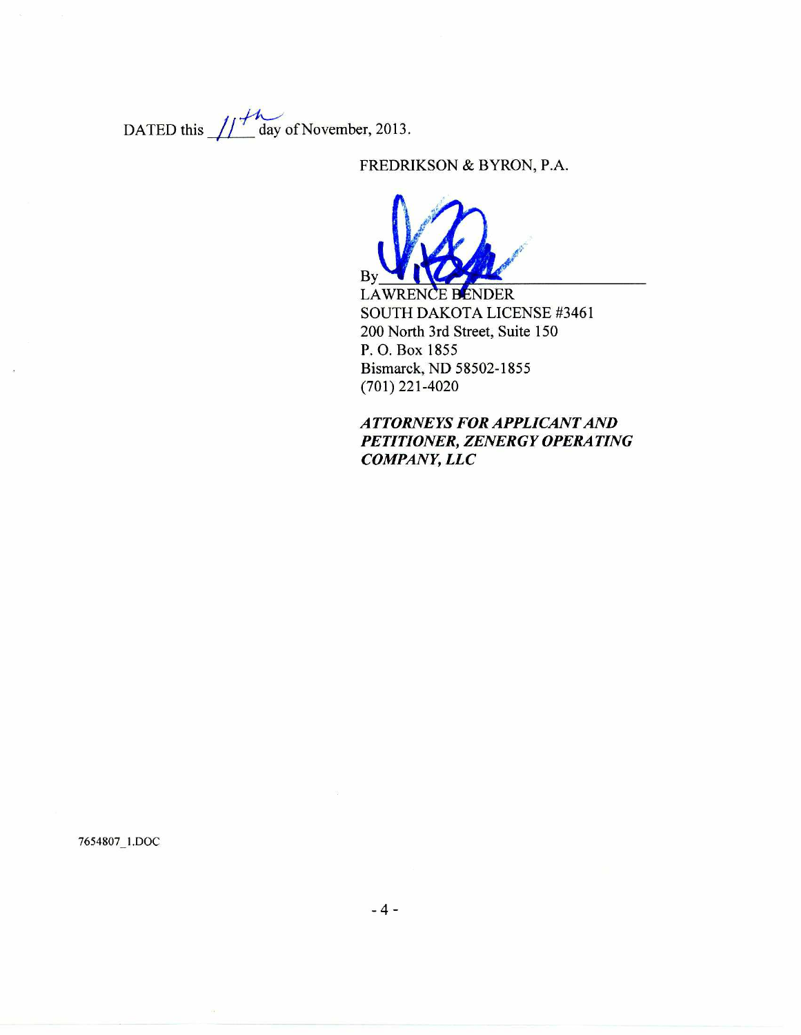DATED this 11th day of November, 2013.

FREDRIKSON & BYRON, P.A.

By______________________________
LAWRENCE BENDER
SOUTH DAKOTA LICENSE #3461
200 North 3rd Street, Suite 150
P. O. Box 1855
Bismarck, ND 58502-1855
(701) 221-4020

***ATTORNEYS FOR APPLICANT AND PETITIONER, ZENERGY OPERATING COMPANY, LLC***

7654807_1.DOC